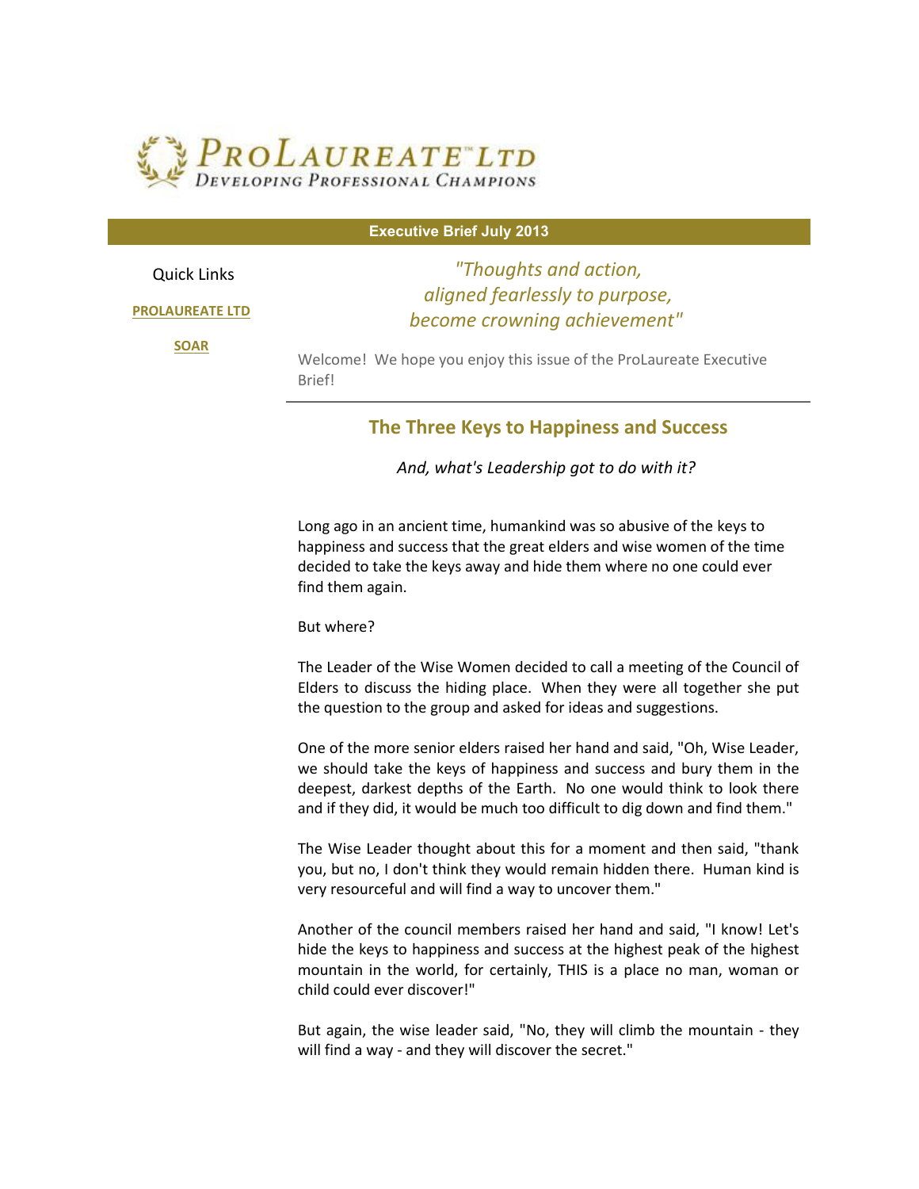ProLaureate™ Ltd
Developing Professional Champions

**Executive Brief July 2013**

Quick Links

**PROLAUREATE LTD**

**SOAR**

*"Thoughts and action,*
*aligned fearlessly to purpose,*
*become crowning achievement"*

Welcome! We hope you enjoy this issue of the ProLaureate Executive Brief!

---

## The Three Keys to Happiness and Success

*And, what's Leadership got to do with it?*

Long ago in an ancient time, humankind was so abusive of the keys to happiness and success that the great elders and wise women of the time decided to take the keys away and hide them where no one could ever find them again.

But where?

The Leader of the Wise Women decided to call a meeting of the Council of Elders to discuss the hiding place. When they were all together she put the question to the group and asked for ideas and suggestions.

One of the more senior elders raised her hand and said, "Oh, Wise Leader, we should take the keys of happiness and success and bury them in the deepest, darkest depths of the Earth. No one would think to look there and if they did, it would be much too difficult to dig down and find them."

The Wise Leader thought about this for a moment and then said, "thank you, but no, I don't think they would remain hidden there. Human kind is very resourceful and will find a way to uncover them."

Another of the council members raised her hand and said, "I know! Let's hide the keys to happiness and success at the highest peak of the highest mountain in the world, for certainly, THIS is a place no man, woman or child could ever discover!"

But again, the wise leader said, "No, they will climb the mountain - they will find a way - and they will discover the secret."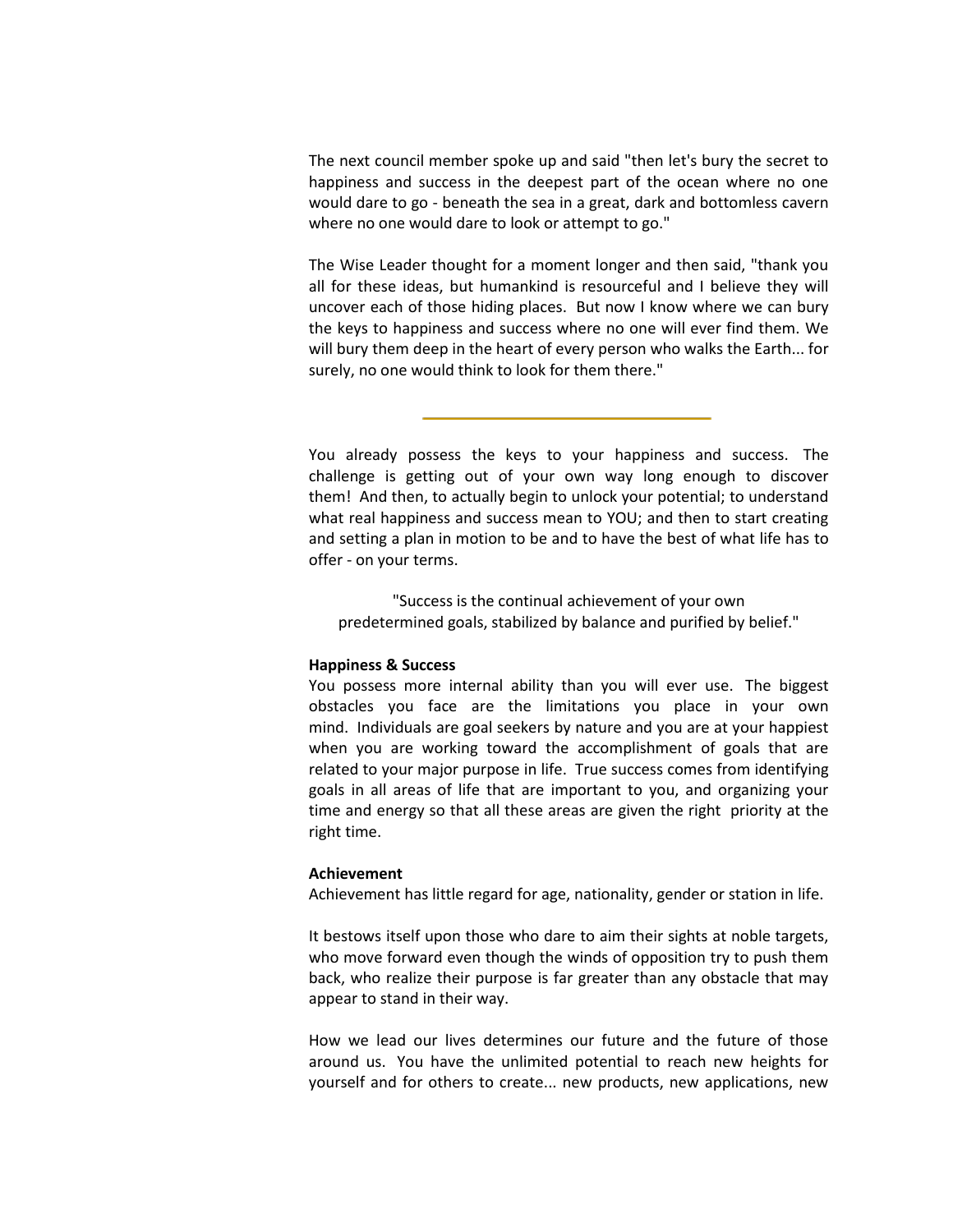The next council member spoke up and said "then let's bury the secret to happiness and success in the deepest part of the ocean where no one would dare to go - beneath the sea in a great, dark and bottomless cavern where no one would dare to look or attempt to go."

The Wise Leader thought for a moment longer and then said, "thank you all for these ideas, but humankind is resourceful and I believe they will uncover each of those hiding places. But now I know where we can bury the keys to happiness and success where no one will ever find them. We will bury them deep in the heart of every person who walks the Earth... for surely, no one would think to look for them there."

---

You already possess the keys to your happiness and success. The challenge is getting out of your own way long enough to discover them! And then, to actually begin to unlock your potential; to understand what real happiness and success mean to YOU; and then to start creating and setting a plan in motion to be and to have the best of what life has to offer - on your terms.

"Success is the continual achievement of your own predetermined goals, stabilized by balance and purified by belief."

**Happiness & Success**

You possess more internal ability than you will ever use. The biggest obstacles you face are the limitations you place in your own mind. Individuals are goal seekers by nature and you are at your happiest when you are working toward the accomplishment of goals that are related to your major purpose in life. True success comes from identifying goals in all areas of life that are important to you, and organizing your time and energy so that all these areas are given the right priority at the right time.

**Achievement**

Achievement has little regard for age, nationality, gender or station in life.

It bestows itself upon those who dare to aim their sights at noble targets, who move forward even though the winds of opposition try to push them back, who realize their purpose is far greater than any obstacle that may appear to stand in their way.

How we lead our lives determines our future and the future of those around us. You have the unlimited potential to reach new heights for yourself and for others to create... new products, new applications, new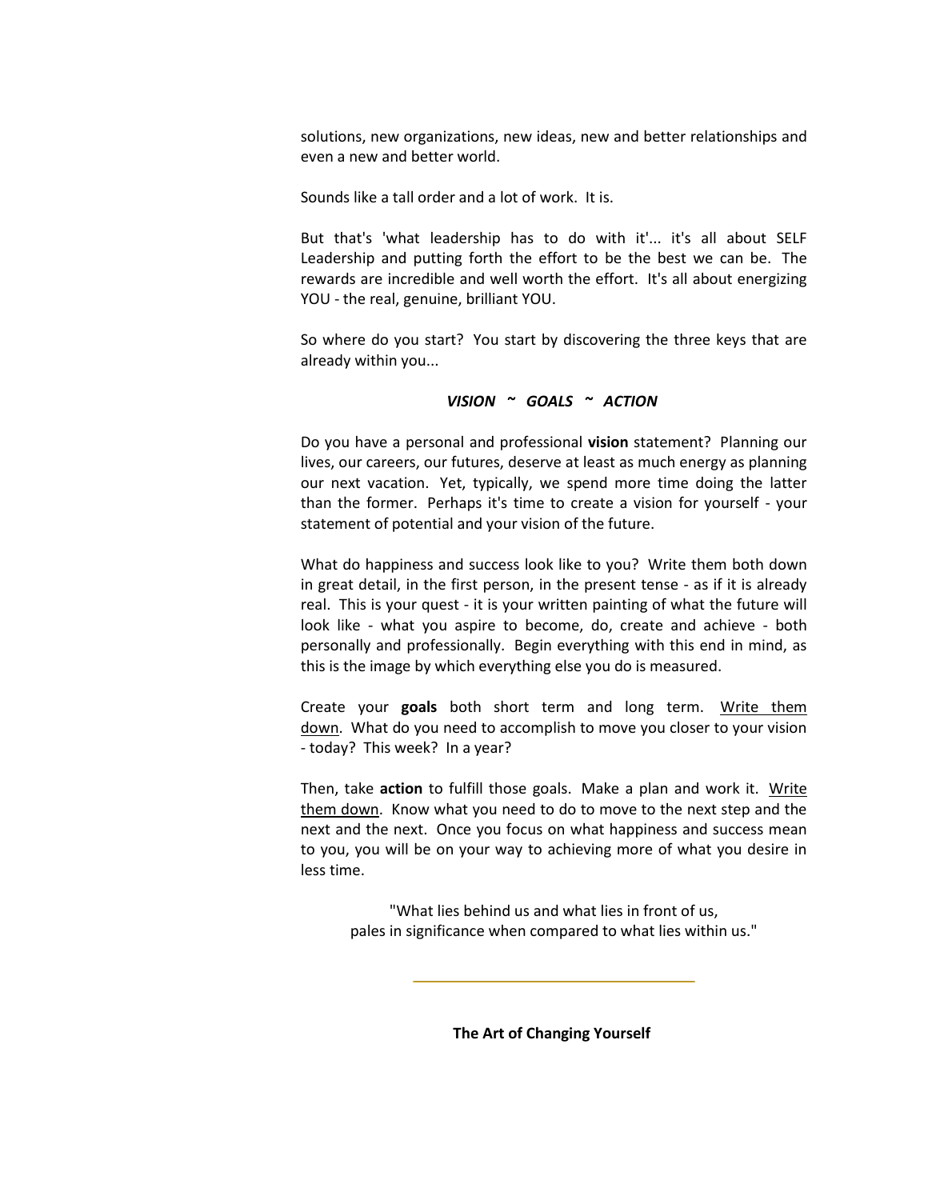solutions, new organizations, new ideas, new and better relationships and even a new and better world.

Sounds like a tall order and a lot of work. It is.

But that's 'what leadership has to do with it'... it's all about SELF Leadership and putting forth the effort to be the best we can be. The rewards are incredible and well worth the effort. It's all about energizing YOU - the real, genuine, brilliant YOU.

So where do you start? You start by discovering the three keys that are already within you...

***VISION ~ GOALS ~ ACTION***

Do you have a personal and professional **vision** statement? Planning our lives, our careers, our futures, deserve at least as much energy as planning our next vacation. Yet, typically, we spend more time doing the latter than the former. Perhaps it's time to create a vision for yourself - your statement of potential and your vision of the future.

What do happiness and success look like to you? Write them both down in great detail, in the first person, in the present tense - as if it is already real. This is your quest - it is your written painting of what the future will look like - what you aspire to become, do, create and achieve - both personally and professionally. Begin everything with this end in mind, as this is the image by which everything else you do is measured.

Create your **goals** both short term and long term. <u>Write them down</u>. What do you need to accomplish to move you closer to your vision - today? This week? In a year?

Then, take **action** to fulfill those goals. Make a plan and work it. <u>Write them down</u>. Know what you need to do to move to the next step and the next and the next. Once you focus on what happiness and success mean to you, you will be on your way to achieving more of what you desire in less time.

"What lies behind us and what lies in front of us,
pales in significance when compared to what lies within us."

---

**The Art of Changing Yourself**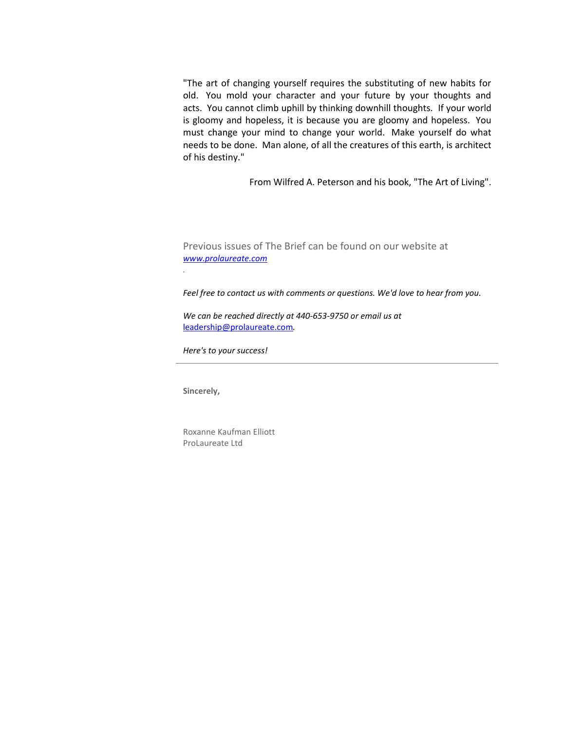"The art of changing yourself requires the substituting of new habits for old.  You mold your character and your future by your thoughts and acts.  You cannot climb uphill by thinking downhill thoughts.  If your world is gloomy and hopeless, it is because you are gloomy and hopeless.  You must change your mind to change your world.  Make yourself do what needs to be done.  Man alone, of all the creatures of this earth, is architect of his destiny."

From Wilfred A. Peterson and his book, "The Art of Living".

Previous issues of The Brief can be found on our website at *www.prolaureate.com*

*Feel free to contact us with comments or questions. We'd love to hear from you.*

*We can be reached directly at 440-653-9750 or email us at* leadership@prolaureate.com*.*

*Here's to your success!*

---

**Sincerely,**

Roxanne Kaufman Elliott
ProLaureate Ltd